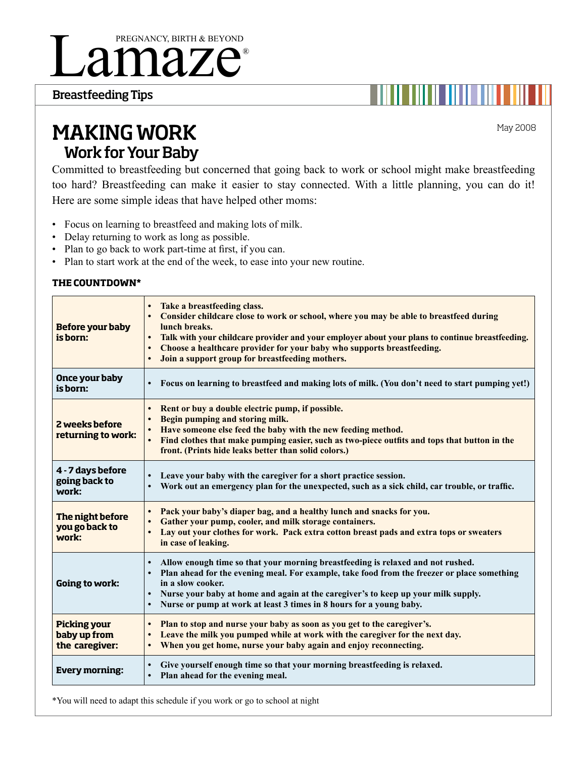# Lamaze

PREGNANCY, BIRTH & BEYOND

**Breastfeeding Tips**

May 2008

# MAKING WORK

## Work for Your Baby

Committed to breastfeeding but concerned that going back to work or school might make breastfeeding too hard? Breastfeeding can make it easier to stay connected. With a little planning, you can do it! Here are some simple ideas that have helped other moms:

- Focus on learning to breastfeed and making lots of milk.
- Delay returning to work as long as possible.
- Plan to go back to work part-time at first, if you can.
- Plan to start work at the end of the week, to ease into your new routine.

### THE COUNTDOWN*

| | |
|---|---|
| **Before your baby is born:** | • **Take a breastfeeding class.**<br>• **Consider childcare close to work or school, where you may be able to breastfeed during lunch breaks.**<br>• **Talk with your childcare provider and your employer about your plans to continue breastfeeding.**<br>• **Choose a healthcare provider for your baby who supports breastfeeding.**<br>• **Join a support group for breastfeeding mothers.** |
| **Once your baby is born:** | • **Focus on learning to breastfeed and making lots of milk. (You don't need to start pumping yet!)** |
| **2 weeks before returning to work:** | • **Rent or buy a double electric pump, if possible.**<br>• **Begin pumping and storing milk.**<br>• **Have someone else feed the baby with the new feeding method.**<br>• **Find clothes that make pumping easier, such as two-piece outfits and tops that button in the front. (Prints hide leaks better than solid colors.)** |
| **4 - 7 days before going back to work:** | • **Leave your baby with the caregiver for a short practice session.**<br>• **Work out an emergency plan for the unexpected, such as a sick child, car trouble, or traffic.** |
| **The night before you go back to work:** | • **Pack your baby's diaper bag, and a healthy lunch and snacks for you.**<br>• **Gather your pump, cooler, and milk storage containers.**<br>• **Lay out your clothes for work. Pack extra cotton breast pads and extra tops or sweaters in case of leaking.** |
| **Going to work:** | • **Allow enough time so that your morning breastfeeding is relaxed and not rushed.**<br>• **Plan ahead for the evening meal. For example, take food from the freezer or place something in a slow cooker.**<br>• **Nurse your baby at home and again at the caregiver's to keep up your milk supply.**<br>• **Nurse or pump at work at least 3 times in 8 hours for a young baby.** |
| **Picking your baby up from the caregiver:** | • **Plan to stop and nurse your baby as soon as you get to the caregiver's.**<br>• **Leave the milk you pumped while at work with the caregiver for the next day.**<br>• **When you get home, nurse your baby again and enjoy reconnecting.** |
| **Every morning:** | • **Give yourself enough time so that your morning breastfeeding is relaxed.**<br>• **Plan ahead for the evening meal.** |

*You will need to adapt this schedule if you work or go to school at night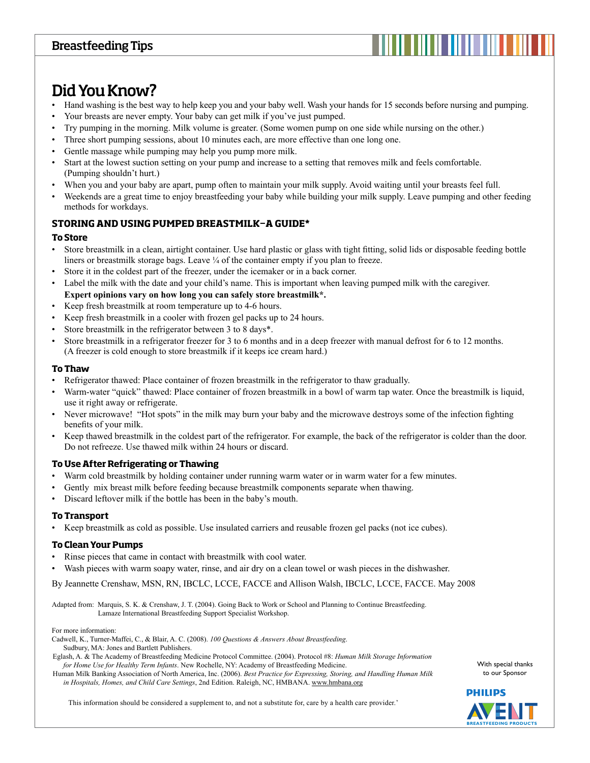## Did You Know?

- Hand washing is the best way to help keep you and your baby well. Wash your hands for 15 seconds before nursing and pumping.
- Your breasts are never empty. Your baby can get milk if you've just pumped.
- Try pumping in the morning. Milk volume is greater. (Some women pump on one side while nursing on the other.)
- Three short pumping sessions, about 10 minutes each, are more effective than one long one.
- Gentle massage while pumping may help you pump more milk.
- Start at the lowest suction setting on your pump and increase to a setting that removes milk and feels comfortable. (Pumping shouldn't hurt.)
- When you and your baby are apart, pump often to maintain your milk supply. Avoid waiting until your breasts feel full.
- Weekends are a great time to enjoy breastfeeding your baby while building your milk supply. Leave pumping and other feeding methods for workdays.

### STORING AND USING PUMPED BREASTMILK–A GUIDE*

#### To Store

- Store breastmilk in a clean, airtight container. Use hard plastic or glass with tight fitting, solid lids or disposable feeding bottle liners or breastmilk storage bags. Leave ¼ of the container empty if you plan to freeze.
- Store it in the coldest part of the freezer, under the icemaker or in a back corner.
- Label the milk with the date and your child's name. This is important when leaving pumped milk with the caregiver.
  **Expert opinions vary on how long you can safely store breastmilk*.**
- Keep fresh breastmilk at room temperature up to 4-6 hours.
- Keep fresh breastmilk in a cooler with frozen gel packs up to 24 hours.
- Store breastmilk in the refrigerator between 3 to 8 days*.
- Store breastmilk in a refrigerator freezer for 3 to 6 months and in a deep freezer with manual defrost for 6 to 12 months. (A freezer is cold enough to store breastmilk if it keeps ice cream hard.)

#### To Thaw

- Refrigerator thawed: Place container of frozen breastmilk in the refrigerator to thaw gradually.
- Warm-water "quick" thawed: Place container of frozen breastmilk in a bowl of warm tap water. Once the breastmilk is liquid, use it right away or refrigerate.
- Never microwave! "Hot spots" in the milk may burn your baby and the microwave destroys some of the infection fighting benefits of your milk.
- Keep thawed breastmilk in the coldest part of the refrigerator. For example, the back of the refrigerator is colder than the door. Do not refreeze. Use thawed milk within 24 hours or discard.

#### To Use After Refrigerating or Thawing

- Warm cold breastmilk by holding container under running warm water or in warm water for a few minutes.
- Gently mix breast milk before feeding because breastmilk components separate when thawing.
- Discard leftover milk if the bottle has been in the baby's mouth.

#### To Transport

- Keep breastmilk as cold as possible. Use insulated carriers and reusable frozen gel packs (not ice cubes).

#### To Clean Your Pumps

- Rinse pieces that came in contact with breastmilk with cool water.
- Wash pieces with warm soapy water, rinse, and air dry on a clean towel or wash pieces in the dishwasher.

By Jeannette Crenshaw, MSN, RN, IBCLC, LCCE, FACCE and Allison Walsh, IBCLC, LCCE, FACCE. May 2008

Adapted from: Marquis, S. K. & Crenshaw, J. T. (2004). Going Back to Work or School and Planning to Continue Breastfeeding. Lamaze International Breastfeeding Support Specialist Workshop.

For more information:
Cadwell, K., Turner-Maffei, C., & Blair, A. C. (2008). *100 Questions & Answers About Breastfeeding*. Sudbury, MA: Jones and Bartlett Publishers.
Eglash, A. & The Academy of Breastfeeding Medicine Protocol Committee. (2004). Protocol #8: *Human Milk Storage Information for Home Use for Healthy Term Infants*. New Rochelle, NY: Academy of Breastfeeding Medicine.
Human Milk Banking Association of North America, Inc. (2006). *Best Practice for Expressing, Storing, and Handling Human Milk in Hospitals, Homes, and Child Care Settings*, 2nd Edition. Raleigh, NC, HMBANA. www.hmbana.org

This information should be considered a supplement to, and not a substitute for, care by a health care provider.'

With special thanks to our Sponsor

PHILIPS AVENT BREASTFEEDING PRODUCTS